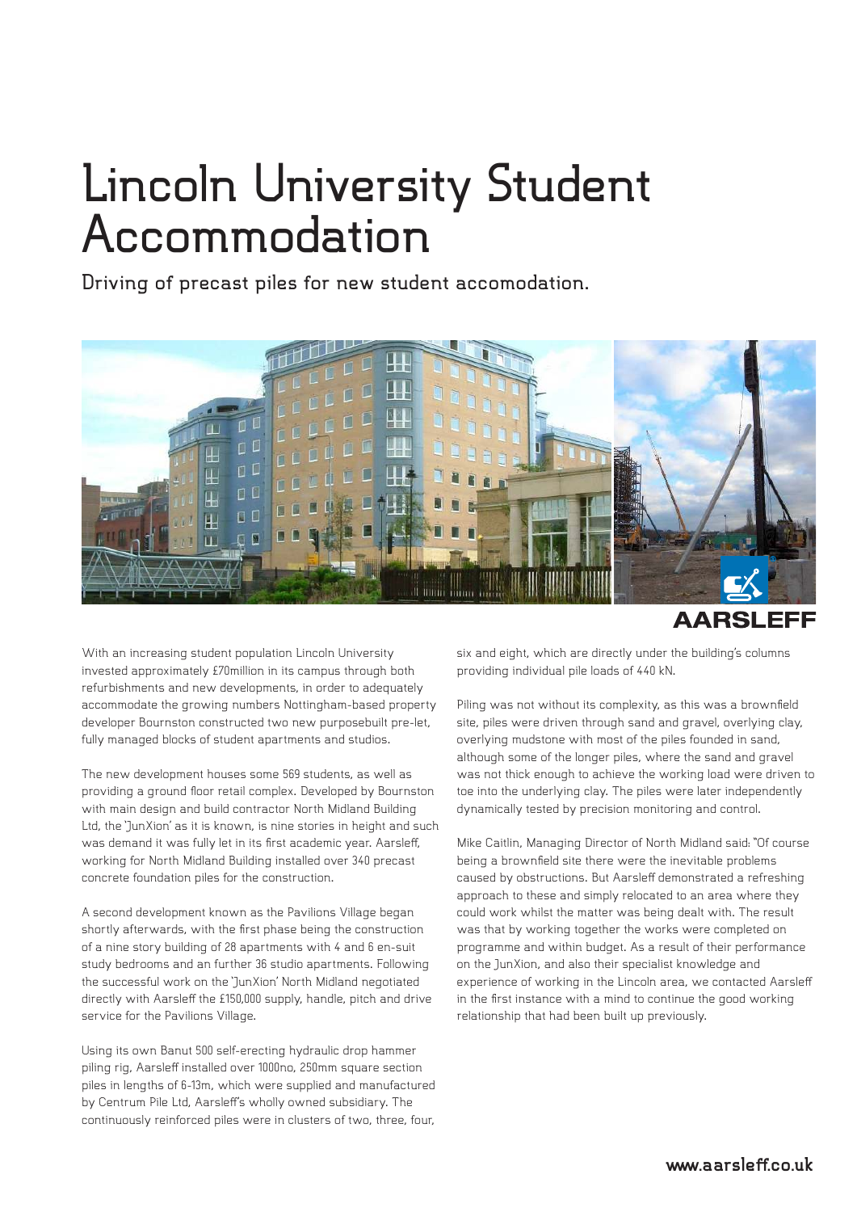# Lincoln University Student Accommodation

## Driving of precast piles for new student accomodation.

AARSLEFF

With an increasing student population Lincoln University invested approximately £70million in its campus through both refurbishments and new developments, in order to adequately accommodate the growing numbers Nottingham-based property developer Bournston constructed two new purposebuilt pre-let, fully managed blocks of student apartments and studios.

The new development houses some 569 students, as well as providing a ground floor retail complex. Developed by Bournston with main design and build contractor North Midland Building Ltd, the 'JunXion' as it is known, is nine stories in height and such was demand it was fully let in its first academic year. Aarsleff, working for North Midland Building installed over 340 precast concrete foundation piles for the construction.

A second development known as the Pavilions Village began shortly afterwards, with the first phase being the construction of a nine story building of 28 apartments with 4 and 6 en-suit study bedrooms and an further 36 studio apartments. Following the successful work on the 'JunXion' North Midland negotiated directly with Aarsleff the £150,000 supply, handle, pitch and drive service for the Pavilions Village.

Using its own Banut 500 self-erecting hydraulic drop hammer piling rig, Aarsleff installed over 1000no, 250mm square section piles in lengths of 6-13m, which were supplied and manufactured by Centrum Pile Ltd, Aarsleff's wholly owned subsidiary. The continuously reinforced piles were in clusters of two, three, four, six and eight, which are directly under the building's columns providing individual pile loads of 440 kN.

Piling was not without its complexity, as this was a brownfield site, piles were driven through sand and gravel, overlying clay, overlying mudstone with most of the piles founded in sand, although some of the longer piles, where the sand and gravel was not thick enough to achieve the working load were driven to toe into the underlying clay. The piles were later independently dynamically tested by precision monitoring and control.

Mike Caitlin, Managing Director of North Midland said: "Of course being a brownfield site there were the inevitable problems caused by obstructions. But Aarsleff demonstrated a refreshing approach to these and simply relocated to an area where they could work whilst the matter was being dealt with. The result was that by working together the works were completed on programme and within budget. As a result of their performance on the JunXion, and also their specialist knowledge and experience of working in the Lincoln area, we contacted Aarsleff in the first instance with a mind to continue the good working relationship that had been built up previously.

www.aarsleff.co.uk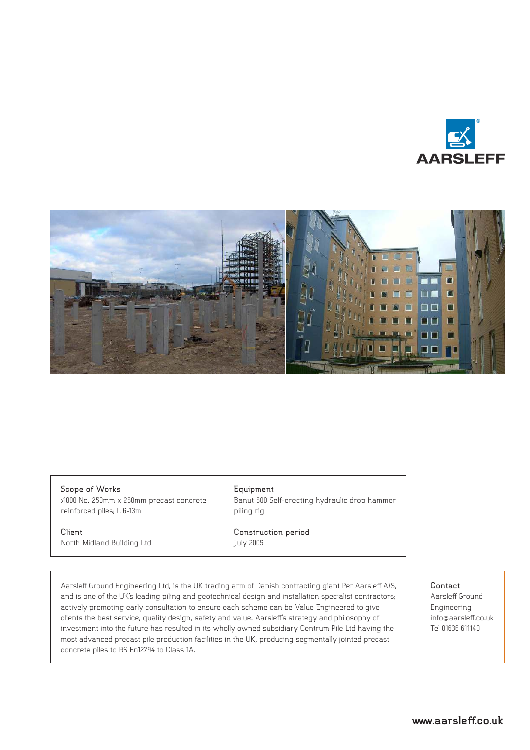AARSLEFF

### Scope of Works
>1000 No. 250mm x 250mm precast concrete reinforced piles; L 6-13m

### Equipment
Banut 500 Self-erecting hydraulic drop hammer piling rig

### Client
North Midland Building Ltd

### Construction period
July 2005

Aarsleff Ground Engineering Ltd, is the UK trading arm of Danish contracting giant Per Aarsleff A/S, and is one of the UK's leading piling and geotechnical design and installation specialist contractors; actively promoting early consultation to ensure each scheme can be Value Engineered to give clients the best service, quality design, safety and value. Aarsleff's strategy and philosophy of investment into the future has resulted in its wholly owned subsidiary Centrum Pile Ltd having the most advanced precast pile production facilities in the UK, producing segmentally jointed precast concrete piles to BS En12794 to Class 1A.

### Contact
Aarsleff Ground Engineering
info@aarsleff.co.uk
Tel 01636 611140

www.aarsleff.co.uk